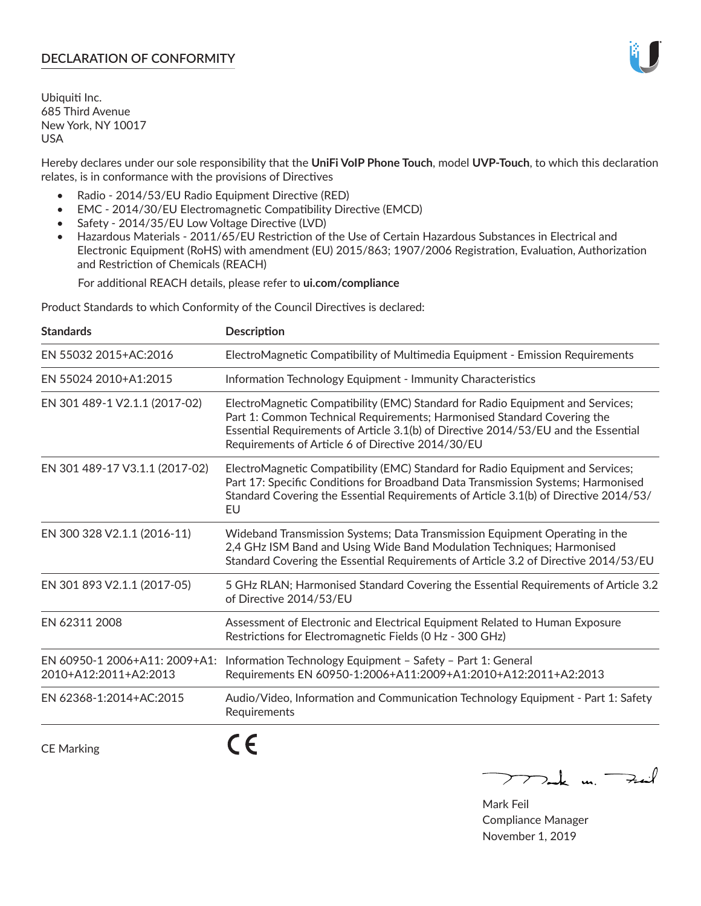## DECLARATION OF CONFORMITY

Ubiquiti Inc.
685 Third Avenue
New York, NY 10017
USA

Hereby declares under our sole responsibility that the **UniFi VoIP Phone Touch**, model **UVP-Touch**, to which this declaration relates, is in conformance with the provisions of Directives

- Radio - 2014/53/EU Radio Equipment Directive (RED)
- EMC - 2014/30/EU Electromagnetic Compatibility Directive (EMCD)
- Safety - 2014/35/EU Low Voltage Directive (LVD)
- Hazardous Materials - 2011/65/EU Restriction of the Use of Certain Hazardous Substances in Electrical and Electronic Equipment (RoHS) with amendment (EU) 2015/863; 1907/2006 Registration, Evaluation, Authorization and Restriction of Chemicals (REACH)

  For additional REACH details, please refer to **ui.com/compliance**

Product Standards to which Conformity of the Council Directives is declared:

| Standards | Description |
|---|---|
| EN 55032 2015+AC:2016 | ElectroMagnetic Compatibility of Multimedia Equipment - Emission Requirements |
| EN 55024 2010+A1:2015 | Information Technology Equipment - Immunity Characteristics |
| EN 301 489-1 V2.1.1 (2017-02) | ElectroMagnetic Compatibility (EMC) Standard for Radio Equipment and Services; Part 1: Common Technical Requirements; Harmonised Standard Covering the Essential Requirements of Article 3.1(b) of Directive 2014/53/EU and the Essential Requirements of Article 6 of Directive 2014/30/EU |
| EN 301 489-17 V3.1.1 (2017-02) | ElectroMagnetic Compatibility (EMC) Standard for Radio Equipment and Services; Part 17: Specific Conditions for Broadband Data Transmission Systems; Harmonised Standard Covering the Essential Requirements of Article 3.1(b) of Directive 2014/53/EU |
| EN 300 328 V2.1.1 (2016-11) | Wideband Transmission Systems; Data Transmission Equipment Operating in the 2,4 GHz ISM Band and Using Wide Band Modulation Techniques; Harmonised Standard Covering the Essential Requirements of Article 3.2 of Directive 2014/53/EU |
| EN 301 893 V2.1.1 (2017-05) | 5 GHz RLAN; Harmonised Standard Covering the Essential Requirements of Article 3.2 of Directive 2014/53/EU |
| EN 62311 2008 | Assessment of Electronic and Electrical Equipment Related to Human Exposure Restrictions for Electromagnetic Fields (0 Hz - 300 GHz) |
| EN 60950-1 2006+A11: 2009+A1: 2010+A12:2011+A2:2013 | Information Technology Equipment – Safety – Part 1: General Requirements EN 60950-1:2006+A11:2009+A1:2010+A12:2011+A2:2013 |
| EN 62368-1:2014+AC:2015 | Audio/Video, Information and Communication Technology Equipment - Part 1: Safety Requirements |

CE Marking CE

Mark Feil
Compliance Manager
November 1, 2019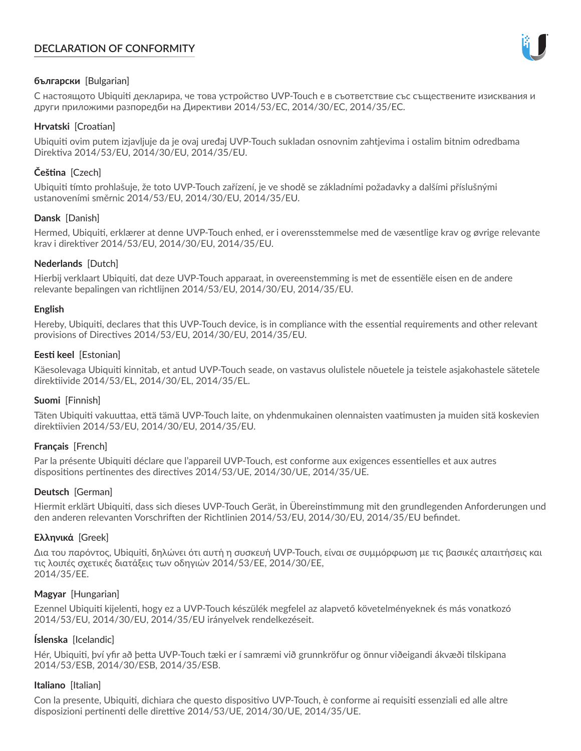# DECLARATION OF CONFORMITY

**български** [Bulgarian]

С настоящото Ubiquiti декларира, че това устройство UVP-Touch е в съответствие със съществените изисквания и други приложими разпоредби на Директиви 2014/53/EC, 2014/30/ЕС, 2014/35/ЕС.

**Hrvatski** [Croatian]

Ubiquiti ovim putem izjavljuje da je ovaj uređaj UVP-Touch sukladan osnovnim zahtjevima i ostalim bitnim odredbama Direktiva 2014/53/EU, 2014/30/EU, 2014/35/EU.

**Čeština** [Czech]

Ubiquiti tímto prohlašuje, že toto UVP-Touch zařízení, je ve shodě se základními požadavky a dalšími příslušnými ustanoveními směrnic 2014/53/EU, 2014/30/EU, 2014/35/EU.

**Dansk** [Danish]

Hermed, Ubiquiti, erklærer at denne UVP-Touch enhed, er i overensstemmelse med de væsentlige krav og øvrige relevante krav i direktiver 2014/53/EU, 2014/30/EU, 2014/35/EU.

**Nederlands** [Dutch]

Hierbij verklaart Ubiquiti, dat deze UVP-Touch apparaat, in overeenstemming is met de essentiële eisen en de andere relevante bepalingen van richtlijnen 2014/53/EU, 2014/30/EU, 2014/35/EU.

**English**

Hereby, Ubiquiti, declares that this UVP-Touch device, is in compliance with the essential requirements and other relevant provisions of Directives 2014/53/EU, 2014/30/EU, 2014/35/EU.

**Eesti keel** [Estonian]

Käesolevaga Ubiquiti kinnitab, et antud UVP-Touch seade, on vastavus olulistele nõuetele ja teistele asjakohastele sätetele direktiivide 2014/53/EL, 2014/30/EL, 2014/35/EL.

**Suomi** [Finnish]

Täten Ubiquiti vakuuttaa, että tämä UVP-Touch laite, on yhdenmukainen olennaisten vaatimusten ja muiden sitä koskevien direktiivien 2014/53/EU, 2014/30/EU, 2014/35/EU.

**Français** [French]

Par la présente Ubiquiti déclare que l'appareil UVP-Touch, est conforme aux exigences essentielles et aux autres dispositions pertinentes des directives 2014/53/UE, 2014/30/UE, 2014/35/UE.

**Deutsch** [German]

Hiermit erklärt Ubiquiti, dass sich dieses UVP-Touch Gerät, in Übereinstimmung mit den grundlegenden Anforderungen und den anderen relevanten Vorschriften der Richtlinien 2014/53/EU, 2014/30/EU, 2014/35/EU befindet.

**Ελληνικά** [Greek]

Δια του παρόντος, Ubiquiti, δηλώνει ότι αυτή η συσκευή UVP-Touch, είναι σε συμμόρφωση με τις βασικές απαιτήσεις και τις λοιπές σχετικές διατάξεις των οδηγιών 2014/53/EE, 2014/30/EE, 2014/35/EE.

**Magyar** [Hungarian]

Ezennel Ubiquiti kijelenti, hogy ez a UVP-Touch készülék megfelel az alapvető követelményeknek és más vonatkozó 2014/53/EU, 2014/30/EU, 2014/35/EU irányelvek rendelkezéseit.

**Íslenska** [Icelandic]

Hér, Ubiquiti, því yfir að þetta UVP-Touch tæki er í samræmi við grunnkröfur og önnur viðeigandi ákvæði tilskipana 2014/53/ESB, 2014/30/ESB, 2014/35/ESB.

**Italiano** [Italian]

Con la presente, Ubiquiti, dichiara che questo dispositivo UVP-Touch, è conforme ai requisiti essenziali ed alle altre disposizioni pertinenti delle direttive 2014/53/UE, 2014/30/UE, 2014/35/UE.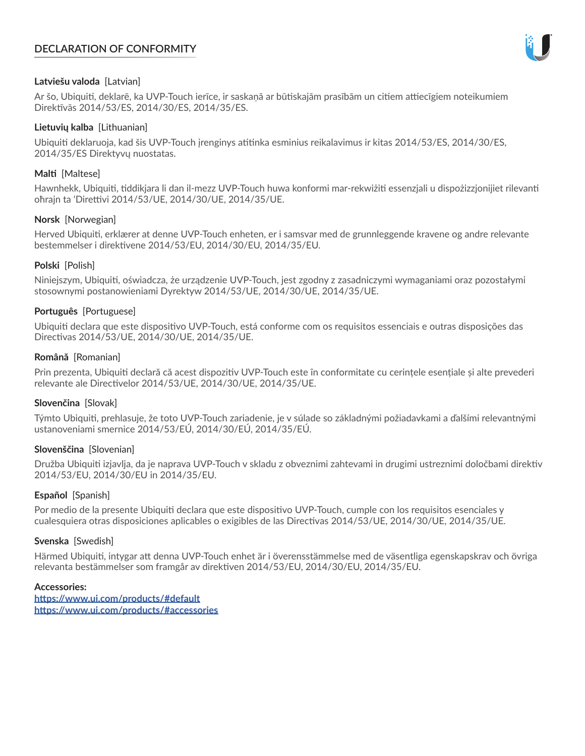## DECLARATION OF CONFORMITY

**Latviešu valoda** [Latvian]

Ar šo, Ubiquiti, deklarē, ka UVP-Touch ierīce, ir saskaņā ar būtiskajām prasībām un citiem attiecīgiem noteikumiem Direktīvās 2014/53/ES, 2014/30/ES, 2014/35/ES.

**Lietuvių kalba** [Lithuanian]

Ubiquiti deklaruoja, kad šis UVP-Touch įrenginys atitinka esminius reikalavimus ir kitas 2014/53/ES, 2014/30/ES, 2014/35/ES Direktyvų nuostatas.

**Malti** [Maltese]

Hawnhekk, Ubiquiti, tiddikjara li dan il-mezz UVP-Touch huwa konformi mar-rekwiżiti essenzjali u dispożizzjonijiet rilevanti oħrajn ta 'Direttivi 2014/53/UE, 2014/30/UE, 2014/35/UE.

**Norsk** [Norwegian]

Herved Ubiquiti, erklærer at denne UVP-Touch enheten, er i samsvar med de grunnleggende kravene og andre relevante bestemmelser i direktivene 2014/53/EU, 2014/30/EU, 2014/35/EU.

**Polski** [Polish]

Niniejszym, Ubiquiti, oświadcza, że urządzenie UVP-Touch, jest zgodny z zasadniczymi wymaganiami oraz pozostałymi stosownymi postanowieniami Dyrektyw 2014/53/UE, 2014/30/UE, 2014/35/UE.

**Português** [Portuguese]

Ubiquiti declara que este dispositivo UVP-Touch, está conforme com os requisitos essenciais e outras disposições das Directivas 2014/53/UE, 2014/30/UE, 2014/35/UE.

**Română** [Romanian]

Prin prezenta, Ubiquiti declară că acest dispozitiv UVP-Touch este în conformitate cu cerințele esențiale și alte prevederi relevante ale Directivelor 2014/53/UE, 2014/30/UE, 2014/35/UE.

**Slovenčina** [Slovak]

Týmto Ubiquiti, prehlasuje, že toto UVP-Touch zariadenie, je v súlade so základnými požiadavkami a ďalšími relevantnými ustanoveniami smernice 2014/53/EÚ, 2014/30/EÚ, 2014/35/EÚ.

**Slovenščina** [Slovenian]

Družba Ubiquiti izjavlja, da je naprava UVP-Touch v skladu z obveznimi zahtevami in drugimi ustreznimi določbami direktiv 2014/53/EU, 2014/30/EU in 2014/35/EU.

**Español** [Spanish]

Por medio de la presente Ubiquiti declara que este dispositivo UVP-Touch, cumple con los requisitos esenciales y cualesquiera otras disposiciones aplicables o exigibles de las Directivas 2014/53/UE, 2014/30/UE, 2014/35/UE.

**Svenska** [Swedish]

Härmed Ubiquiti, intygar att denna UVP-Touch enhet är i överensstämmelse med de väsentliga egenskapskrav och övriga relevanta bestämmelser som framgår av direktiven 2014/53/EU, 2014/30/EU, 2014/35/EU.

**Accessories:**
**https://www.ui.com/products/#default**
**https://www.ui.com/products/#accessories**